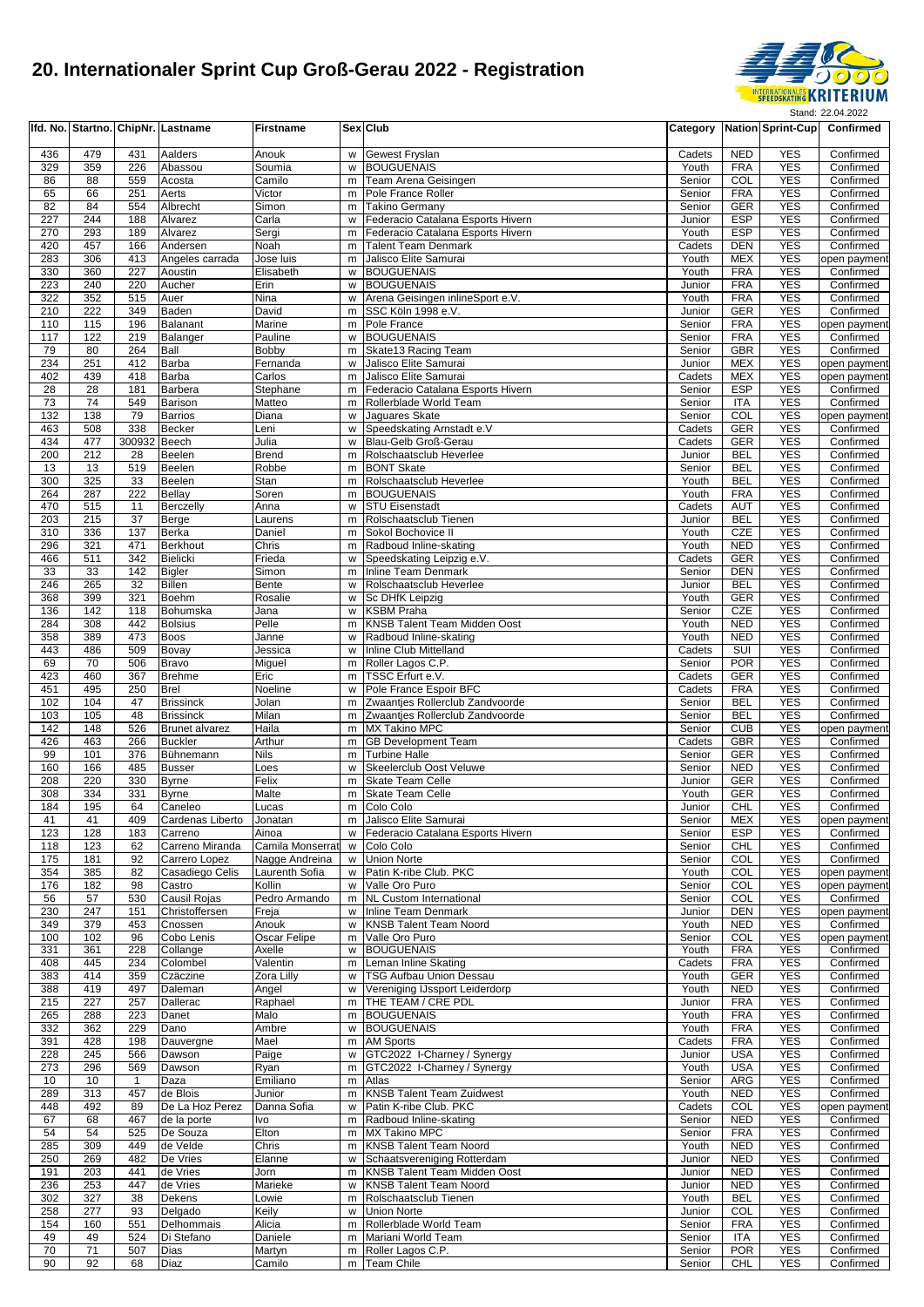# 20. Internationaler Sprint Cup Groß-Gerau 2022 - Registration

Stand: 22.04.2022

| lfd. No. | Startno. | ChipNr. | Lastname | Firstname | Sex | Club | Category | Nation | Sprint-Cup | Confirmed |
|---|---|---|---|---|---|---|---|---|---|---|
| 436 | 479 | 431 | Aalders | Anouk | w | Gewest Fryslan | Cadets | NED | YES | Confirmed |
| 329 | 359 | 226 | Abassou | Soumia | w | BOUGUENAIS | Youth | FRA | YES | Confirmed |
| 86 | 88 | 559 | Acosta | Camilo | m | Team Arena Geisingen | Senior | COL | YES | Confirmed |
| 65 | 66 | 251 | Aerts | Victor | m | Pole France Roller | Senior | FRA | YES | Confirmed |
| 82 | 84 | 554 | Albrecht | Simon | m | Takino Germany | Senior | GER | YES | Confirmed |
| 227 | 244 | 188 | Alvarez | Carla | w | Federacio Catalana Esports Hivern | Junior | ESP | YES | Confirmed |
| 270 | 293 | 189 | Alvarez | Sergi | m | Federacio Catalana Esports Hivern | Youth | ESP | YES | Confirmed |
| 420 | 457 | 166 | Andersen | Noah | m | Talent Team Denmark | Cadets | DEN | YES | Confirmed |
| 283 | 306 | 413 | Angeles carrada | Jose luis | m | Jalisco Elite Samurai | Youth | MEX | YES | open payment |
| 330 | 360 | 227 | Aoustin | Elisabeth | w | BOUGUENAIS | Youth | FRA | YES | Confirmed |
| 223 | 240 | 220 | Aucher | Erin | w | BOUGUENAIS | Junior | FRA | YES | Confirmed |
| 322 | 352 | 515 | Auer | Nina | w | Arena Geisingen inlineSport e.V. | Youth | FRA | YES | Confirmed |
| 210 | 222 | 349 | Baden | David | m | SSC Köln 1998 e.V. | Junior | GER | YES | Confirmed |
| 110 | 115 | 196 | Balanant | Marine | m | Pole France | Senior | FRA | YES | open payment |
| 117 | 122 | 219 | Balanger | Pauline | w | BOUGUENAIS | Senior | FRA | YES | Confirmed |
| 79 | 80 | 264 | Ball | Bobby | m | Skate13 Racing Team | Senior | GBR | YES | Confirmed |
| 234 | 251 | 412 | Barba | Fernanda | w | Jalisco Elite Samurai | Junior | MEX | YES | open payment |
| 402 | 439 | 418 | Barba | Carlos | m | Jalisco Elite Samurai | Cadets | MEX | YES | open payment |
| 28 | 28 | 181 | Barbera | Stephane | m | Federacio Catalana Esports Hivern | Senior | ESP | YES | Confirmed |
| 73 | 74 | 549 | Barison | Matteo | m | Rollerblade World Team | Senior | ITA | YES | Confirmed |
| 132 | 138 | 79 | Barrios | Diana | w | Jaguares Skate | Senior | COL | YES | open payment |
| 463 | 508 | 338 | Becker | Leni | w | Speedskating Arnstadt e.V | Cadets | GER | YES | Confirmed |
| 434 | 477 | 300932 | Beech | Julia | w | Blau-Gelb Groß-Gerau | Cadets | GER | YES | Confirmed |
| 200 | 212 | 28 | Beelen | Brend | m | Rolschaatsclub Heverlee | Junior | BEL | YES | Confirmed |
| 13 | 13 | 519 | Beelen | Robbe | m | BONT Skate | Senior | BEL | YES | Confirmed |
| 300 | 325 | 33 | Beelen | Stan | m | Rolschaatsclub Heverlee | Youth | BEL | YES | Confirmed |
| 264 | 287 | 222 | Bellay | Soren | m | BOUGUENAIS | Youth | FRA | YES | Confirmed |
| 470 | 515 | 11 | Berczelly | Anna | w | STU Eisenstadt | Cadets | AUT | YES | Confirmed |
| 203 | 215 | 37 | Berge | Laurens | m | Rolschaatsclub Tienen | Junior | BEL | YES | Confirmed |
| 310 | 336 | 137 | Berka | Daniel | m | Sokol Bochovice II | Youth | CZE | YES | Confirmed |
| 296 | 321 | 471 | Berkhout | Chris | m | Radboud Inline-skating | Youth | NED | YES | Confirmed |
| 466 | 511 | 342 | Bielicki | Frieda | w | Speedskating Leipzig e.V. | Cadets | GER | YES | Confirmed |
| 33 | 33 | 142 | Bigler | Simon | m | Inline Team Denmark | Senior | DEN | YES | Confirmed |
| 246 | 265 | 32 | Billen | Bente | w | Rolschaatsclub Heverlee | Junior | BEL | YES | Confirmed |
| 368 | 399 | 321 | Boehm | Rosalie | w | Sc DHfK Leipzig | Youth | GER | YES | Confirmed |
| 136 | 142 | 118 | Bohumska | Jana | w | KSBM Praha | Senior | CZE | YES | Confirmed |
| 284 | 308 | 442 | Bolsius | Pelle | m | KNSB Talent Team Midden Oost | Youth | NED | YES | Confirmed |
| 358 | 389 | 473 | Boos | Janne | w | Radboud Inline-skating | Youth | NED | YES | Confirmed |
| 443 | 486 | 509 | Bovay | Jessica | w | Inline Club Mittelland | Cadets | SUI | YES | Confirmed |
| 69 | 70 | 506 | Bravo | Miguel | m | Roller Lagos C.P. | Senior | POR | YES | Confirmed |
| 423 | 460 | 367 | Brehme | Eric | m | TSSC Erfurt e.V. | Cadets | GER | YES | Confirmed |
| 451 | 495 | 250 | Brel | Noeline | w | Pole France Espoir BFC | Cadets | FRA | YES | Confirmed |
| 102 | 104 | 47 | Brissinck | Jolan | m | Zwaantjes Rollerclub Zandvoorde | Senior | BEL | YES | Confirmed |
| 103 | 105 | 48 | Brissinck | Milan | m | Zwaantjes Rollerclub Zandvoorde | Senior | BEL | YES | Confirmed |
| 142 | 148 | 526 | Brunet alvarez | Haila | m | MX Takino MPC | Senior | CUB | YES | open payment |
| 426 | 463 | 266 | Buckler | Arthur | m | GB Development Team | Cadets | GBR | YES | Confirmed |
| 99 | 101 | 376 | Bühnemann | Nils | m | Turbine Halle | Senior | GER | YES | Confirmed |
| 160 | 166 | 485 | Busser | Loes | w | Skeelerclub Oost Veluwe | Senior | NED | YES | Confirmed |
| 208 | 220 | 330 | Byrne | Felix | m | Skate Team Celle | Junior | GER | YES | Confirmed |
| 308 | 334 | 331 | Byrne | Malte | m | Skate Team Celle | Youth | GER | YES | Confirmed |
| 184 | 195 | 64 | Caneleo | Lucas | m | Colo Colo | Junior | CHL | YES | Confirmed |
| 41 | 41 | 409 | Cardenas Liberto | Jonatan | m | Jalisco Elite Samurai | Senior | MEX | YES | open payment |
| 123 | 128 | 183 | Carreno | Ainoa | w | Federacio Catalana Esports Hivern | Senior | ESP | YES | Confirmed |
| 118 | 123 | 62 | Carreno Miranda | Camila Monserrat | w | Colo Colo | Senior | CHL | YES | Confirmed |
| 175 | 181 | 92 | Carrero Lopez | Nagge Andreina | w | Union Norte | Senior | COL | YES | Confirmed |
| 354 | 385 | 82 | Casadiego Celis | Laurenth Sofia | w | Patin K-ribe Club. PKC | Youth | COL | YES | open payment |
| 176 | 182 | 98 | Castro | Kollin | w | Valle Oro Puro | Senior | COL | YES | open payment |
| 56 | 57 | 530 | Causil Rojas | Pedro Armando | m | NL Custom International | Senior | COL | YES | Confirmed |
| 230 | 247 | 151 | Christoffersen | Freja | w | Inline Team Denmark | Junior | DEN | YES | open payment |
| 349 | 379 | 453 | Cnossen | Anouk | w | KNSB Talent Team Noord | Youth | NED | YES | Confirmed |
| 100 | 102 | 96 | Cobo Lenis | Oscar Felipe | m | Valle Oro Puro | Senior | COL | YES | open payment |
| 331 | 361 | 228 | Collange | Axelle | w | BOUGUENAIS | Youth | FRA | YES | Confirmed |
| 408 | 445 | 234 | Colombel | Valentin | m | Leman Inline Skating | Cadets | FRA | YES | Confirmed |
| 383 | 414 | 359 | Czäczine | Zora Lilly | w | TSG Aufbau Union Dessau | Youth | GER | YES | Confirmed |
| 388 | 419 | 497 | Daleman | Angel | w | Vereniging IJssport Leiderdorp | Youth | NED | YES | Confirmed |
| 215 | 227 | 257 | Dallerac | Raphael | m | THE TEAM / CRE PDL | Junior | FRA | YES | Confirmed |
| 265 | 288 | 223 | Danet | Malo | m | BOUGUENAIS | Youth | FRA | YES | Confirmed |
| 332 | 362 | 229 | Dano | Ambre | w | BOUGUENAIS | Youth | FRA | YES | Confirmed |
| 391 | 428 | 198 | Dauvergne | Mael | m | AM Sports | Cadets | FRA | YES | Confirmed |
| 228 | 245 | 566 | Dawson | Paige | w | GTC2022 I-Charney / Synergy | Junior | USA | YES | Confirmed |
| 273 | 296 | 569 | Dawson | Ryan | m | GTC2022 I-Charney / Synergy | Youth | USA | YES | Confirmed |
| 10 | 10 | 1 | Daza | Emiliano | m | Atlas | Senior | ARG | YES | Confirmed |
| 289 | 313 | 457 | de Blois | Junior | m | KNSB Talent Team Zuidwest | Youth | NED | YES | Confirmed |
| 448 | 492 | 89 | De La Hoz Perez | Danna Sofia | w | Patin K-ribe Club. PKC | Cadets | COL | YES | open payment |
| 67 | 68 | 467 | de la porte | Ivo | m | Radboud Inline-skating | Senior | NED | YES | Confirmed |
| 54 | 54 | 525 | De Souza | Elton | m | MX Takino MPC | Senior | FRA | YES | Confirmed |
| 285 | 309 | 449 | de Velde | Chris | m | KNSB Talent Team Noord | Youth | NED | YES | Confirmed |
| 250 | 269 | 482 | De Vries | Elanne | w | Schaatsvereniging Rotterdam | Junior | NED | YES | Confirmed |
| 191 | 203 | 441 | de Vries | Jorn | m | KNSB Talent Team Midden Oost | Junior | NED | YES | Confirmed |
| 236 | 253 | 447 | de Vries | Marieke | w | KNSB Talent Team Noord | Junior | NED | YES | Confirmed |
| 302 | 327 | 38 | Dekens | Lowie | m | Rolschaatsclub Tienen | Youth | BEL | YES | Confirmed |
| 258 | 277 | 93 | Delgado | Keily | w | Union Norte | Junior | COL | YES | Confirmed |
| 154 | 160 | 551 | Delhommais | Alicia | m | Rollerblade World Team | Senior | FRA | YES | Confirmed |
| 49 | 49 | 524 | Di Stefano | Daniele | m | Mariani World Team | Senior | ITA | YES | Confirmed |
| 70 | 71 | 507 | Dias | Martyn | m | Roller Lagos C.P. | Senior | POR | YES | Confirmed |
| 90 | 92 | 68 | Diaz | Camilo | m | Team Chile | Senior | CHL | YES | Confirmed |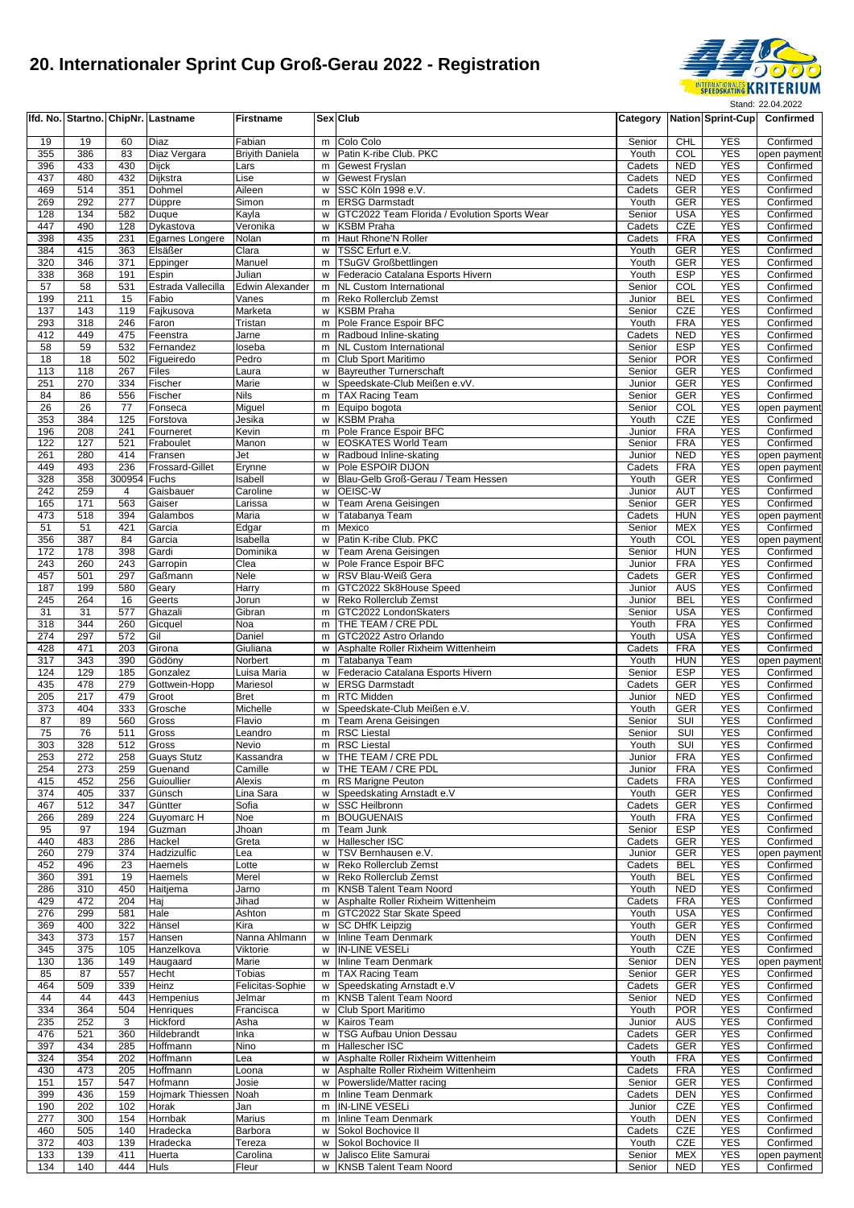# 20. Internationaler Sprint Cup Groß-Gerau 2022 - Registration

Stand: 22.04.2022

| lfd. No. | Startno. | ChipNr. | Lastname | Firstname | Sex | Club | Category | Nation | Sprint-Cup | Confirmed |
|---|---|---|---|---|---|---|---|---|---|---|
| 19 | 19 | 60 | Diaz | Fabian | m | Colo Colo | Senior | CHL | YES | Confirmed |
| 355 | 386 | 83 | Diaz Vergara | Briyith Daniela | w | Patin K-ribe Club. PKC | Youth | COL | YES | open payment |
| 396 | 433 | 430 | Dijck | Lars | m | Gewest Fryslan | Cadets | NED | YES | Confirmed |
| 437 | 480 | 432 | Dijkstra | Lise | w | Gewest Fryslan | Cadets | NED | YES | Confirmed |
| 469 | 514 | 351 | Dohmel | Aileen | w | SSC Köln 1998 e.V. | Cadets | GER | YES | Confirmed |
| 269 | 292 | 277 | Düppre | Simon | m | ERSG Darmstadt | Youth | GER | YES | Confirmed |
| 128 | 134 | 582 | Duque | Kayla | w | GTC2022 Team Florida / Evolution Sports Wear | Senior | USA | YES | Confirmed |
| 447 | 490 | 128 | Dykastova | Veronika | w | KSBM Praha | Cadets | CZE | YES | Confirmed |
| 398 | 435 | 231 | Egarnes Longere | Nolan | m | Haut Rhone'N Roller | Cadets | FRA | YES | Confirmed |
| 384 | 415 | 363 | Elsäßer | Clara | w | TSSC Erfurt e.V. | Youth | GER | YES | Confirmed |
| 320 | 346 | 371 | Eppinger | Manuel | m | TSuGV Großbettlingen | Youth | GER | YES | Confirmed |
| 338 | 368 | 191 | Espin | Julian | w | Federacio Catalana Esports Hivern | Youth | ESP | YES | Confirmed |
| 57 | 58 | 531 | Estrada Vallecilla | Edwin Alexander | m | NL Custom International | Senior | COL | YES | Confirmed |
| 199 | 211 | 15 | Fabio | Vanes | m | Reko Rollerclub Zemst | Junior | BEL | YES | Confirmed |
| 137 | 143 | 119 | Fajkusova | Marketa | w | KSBM Praha | Senior | CZE | YES | Confirmed |
| 293 | 318 | 246 | Faron | Tristan | m | Pole France Espoir BFC | Youth | FRA | YES | Confirmed |
| 412 | 449 | 475 | Feenstra | Jarne | m | Radboud Inline-skating | Cadets | NED | YES | Confirmed |
| 58 | 59 | 532 | Fernandez | Ioseba | m | NL Custom International | Senior | ESP | YES | Confirmed |
| 18 | 18 | 502 | Figueiredo | Pedro | m | Club Sport Maritimo | Senior | POR | YES | Confirmed |
| 113 | 118 | 267 | Files | Laura | w | Bayreuther Turnerschaft | Senior | GER | YES | Confirmed |
| 251 | 270 | 334 | Fischer | Marie | w | Speedskate-Club Meißen e.vV. | Junior | GER | YES | Confirmed |
| 84 | 86 | 556 | Fischer | Nils | m | TAX Racing Team | Senior | GER | YES | Confirmed |
| 26 | 26 | 77 | Fonseca | Miguel | m | Equipo bogota | Senior | COL | YES | open payment |
| 353 | 384 | 125 | Forstova | Jesika | w | KSBM Praha | Youth | CZE | YES | Confirmed |
| 196 | 208 | 241 | Fourneret | Kevin | m | Pole France Espoir BFC | Junior | FRA | YES | Confirmed |
| 122 | 127 | 521 | Fraboulet | Manon | w | EOSKATES World Team | Senior | FRA | YES | Confirmed |
| 261 | 280 | 414 | Fransen | Jet | w | Radboud Inline-skating | Junior | NED | YES | open payment |
| 449 | 493 | 236 | Frossard-Gillet | Erynne | w | Pole ESPOIR DIJON | Cadets | FRA | YES | open payment |
| 328 | 358 | 300954 | Fuchs | Isabell | w | Blau-Gelb Groß-Gerau / Team Hessen | Youth | GER | YES | Confirmed |
| 242 | 259 | 4 | Gaisbauer | Caroline | w | OEISC-W | Junior | AUT | YES | Confirmed |
| 165 | 171 | 563 | Gaiser | Larissa | w | Team Arena Geisingen | Senior | GER | YES | Confirmed |
| 473 | 518 | 394 | Galambos | Maria | w | Tatabanya Team | Cadets | HUN | YES | open payment |
| 51 | 51 | 421 | Garcia | Edgar | m | Mexico | Senior | MEX | YES | Confirmed |
| 356 | 387 | 84 | Garcia | Isabella | w | Patin K-ribe Club. PKC | Youth | COL | YES | open payment |
| 172 | 178 | 398 | Gardi | Dominika | w | Team Arena Geisingen | Senior | HUN | YES | Confirmed |
| 243 | 260 | 243 | Garropin | Clea | w | Pole France Espoir BFC | Junior | FRA | YES | Confirmed |
| 457 | 501 | 297 | Gaßmann | Nele | w | RSV Blau-Weiß Gera | Cadets | GER | YES | Confirmed |
| 187 | 199 | 580 | Geary | Harry | m | GTC2022 Sk8House Speed | Junior | AUS | YES | Confirmed |
| 245 | 264 | 16 | Geerts | Jorun | w | Reko Rollerclub Zemst | Junior | BEL | YES | Confirmed |
| 31 | 31 | 577 | Ghazali | Gibran | m | GTC2022 LondonSkaters | Senior | USA | YES | Confirmed |
| 318 | 344 | 260 | Gicquel | Noa | m | THE TEAM / CRE PDL | Youth | FRA | YES | Confirmed |
| 274 | 297 | 572 | Gil | Daniel | m | GTC2022 Astro Orlando | Youth | USA | YES | Confirmed |
| 428 | 471 | 203 | Girona | Giuliana | w | Asphalte Roller Rixheim Wittenheim | Cadets | FRA | YES | Confirmed |
| 317 | 343 | 390 | Gödöny | Norbert | m | Tatabanya Team | Youth | HUN | YES | open payment |
| 124 | 129 | 185 | Gonzalez | Luisa Maria | w | Federacio Catalana Esports Hivern | Senior | ESP | YES | Confirmed |
| 435 | 478 | 279 | Gottwein-Hopp | Mariesol | w | ERSG Darmstadt | Cadets | GER | YES | Confirmed |
| 205 | 217 | 479 | Groot | Bret | m | RTC Midden | Junior | NED | YES | Confirmed |
| 373 | 404 | 333 | Grosche | Michelle | w | Speedskate-Club Meißen e.V. | Youth | GER | YES | Confirmed |
| 87 | 89 | 560 | Gross | Flavio | m | Team Arena Geisingen | Senior | SUI | YES | Confirmed |
| 75 | 76 | 511 | Gross | Leandro | m | RSC Liestal | Senior | SUI | YES | Confirmed |
| 303 | 328 | 512 | Gross | Nevio | m | RSC Liestal | Youth | SUI | YES | Confirmed |
| 253 | 272 | 258 | Guays Stutz | Kassandra | w | THE TEAM / CRE PDL | Junior | FRA | YES | Confirmed |
| 254 | 273 | 259 | Guenand | Camille | w | THE TEAM / CRE PDL | Junior | FRA | YES | Confirmed |
| 415 | 452 | 256 | Guioullier | Alexis | m | RS Marigne Peuton | Cadets | FRA | YES | Confirmed |
| 374 | 405 | 337 | Günsch | Lina Sara | w | Speedskating Arnstadt e.V | Youth | GER | YES | Confirmed |
| 467 | 512 | 347 | Güntter | Sofia | w | SSC Heilbronn | Cadets | GER | YES | Confirmed |
| 266 | 289 | 224 | Guyomarc H | Noe | m | BOUGUENAIS | Youth | FRA | YES | Confirmed |
| 95 | 97 | 194 | Guzman | Jhoan | m | Team Junk | Senior | ESP | YES | Confirmed |
| 440 | 483 | 286 | Hackel | Greta | w | Hallescher ISC | Cadets | GER | YES | Confirmed |
| 260 | 279 | 374 | Hadzizulfic | Lea | w | TSV Bernhausen e.V. | Junior | GER | YES | open payment |
| 452 | 496 | 23 | Haemels | Lotte | w | Reko Rollerclub Zemst | Cadets | BEL | YES | Confirmed |
| 360 | 391 | 19 | Haemels | Merel | w | Reko Rollerclub Zemst | Youth | BEL | YES | Confirmed |
| 286 | 310 | 450 | Haitjema | Jarno | m | KNSB Talent Team Noord | Youth | NED | YES | Confirmed |
| 429 | 472 | 204 | Haj | Jihad | w | Asphalte Roller Rixheim Wittenheim | Cadets | FRA | YES | Confirmed |
| 276 | 299 | 581 | Hale | Ashton | m | GTC2022 Star Skate Speed | Youth | USA | YES | Confirmed |
| 369 | 400 | 322 | Hänsel | Kira | w | SC DHfK Leipzig | Youth | GER | YES | Confirmed |
| 343 | 373 | 157 | Hansen | Nanna Ahlmann | w | Inline Team Denmark | Youth | DEN | YES | Confirmed |
| 345 | 375 | 105 | Hanzelkova | Viktorie | w | IN-LINE VESELi | Youth | CZE | YES | Confirmed |
| 130 | 136 | 149 | Haugaard | Marie | w | Inline Team Denmark | Senior | DEN | YES | open payment |
| 85 | 87 | 557 | Hecht | Tobias | m | TAX Racing Team | Senior | GER | YES | Confirmed |
| 464 | 509 | 339 | Heinz | Felicitas-Sophie | w | Speedskating Arnstadt e.V | Cadets | GER | YES | Confirmed |
| 44 | 44 | 443 | Hempenius | Jelmar | m | KNSB Talent Team Noord | Senior | NED | YES | Confirmed |
| 334 | 364 | 504 | Henriques | Francisca | w | Club Sport Maritimo | Youth | POR | YES | Confirmed |
| 235 | 252 | 3 | Hickford | Asha | w | Kairos Team | Junior | AUS | YES | Confirmed |
| 476 | 521 | 360 | Hildebrandt | Inka | w | TSG Aufbau Union Dessau | Cadets | GER | YES | Confirmed |
| 397 | 434 | 285 | Hoffmann | Nino | m | Hallescher ISC | Cadets | GER | YES | Confirmed |
| 324 | 354 | 202 | Hoffmann | Lea | w | Asphalte Roller Rixheim Wittenheim | Youth | FRA | YES | Confirmed |
| 430 | 473 | 205 | Hoffmann | Loona | w | Asphalte Roller Rixheim Wittenheim | Cadets | FRA | YES | Confirmed |
| 151 | 157 | 547 | Hofmann | Josie | w | Powerslide/Matter racing | Senior | GER | YES | Confirmed |
| 399 | 436 | 159 | Hojmark Thiessen | Noah | m | Inline Team Denmark | Cadets | DEN | YES | Confirmed |
| 190 | 202 | 102 | Horak | Jan | m | IN-LINE VESELi | Junior | CZE | YES | Confirmed |
| 277 | 300 | 154 | Hornbak | Marius | m | Inline Team Denmark | Youth | DEN | YES | Confirmed |
| 460 | 505 | 140 | Hradecka | Barbora | w | Sokol Bochovice II | Cadets | CZE | YES | Confirmed |
| 372 | 403 | 139 | Hradecka | Tereza | w | Sokol Bochovice II | Youth | CZE | YES | Confirmed |
| 133 | 139 | 411 | Huerta | Carolina | w | Jalisco Elite Samurai | Senior | MEX | YES | open payment |
| 134 | 140 | 444 | Huls | Fleur | w | KNSB Talent Team Noord | Senior | NED | YES | Confirmed |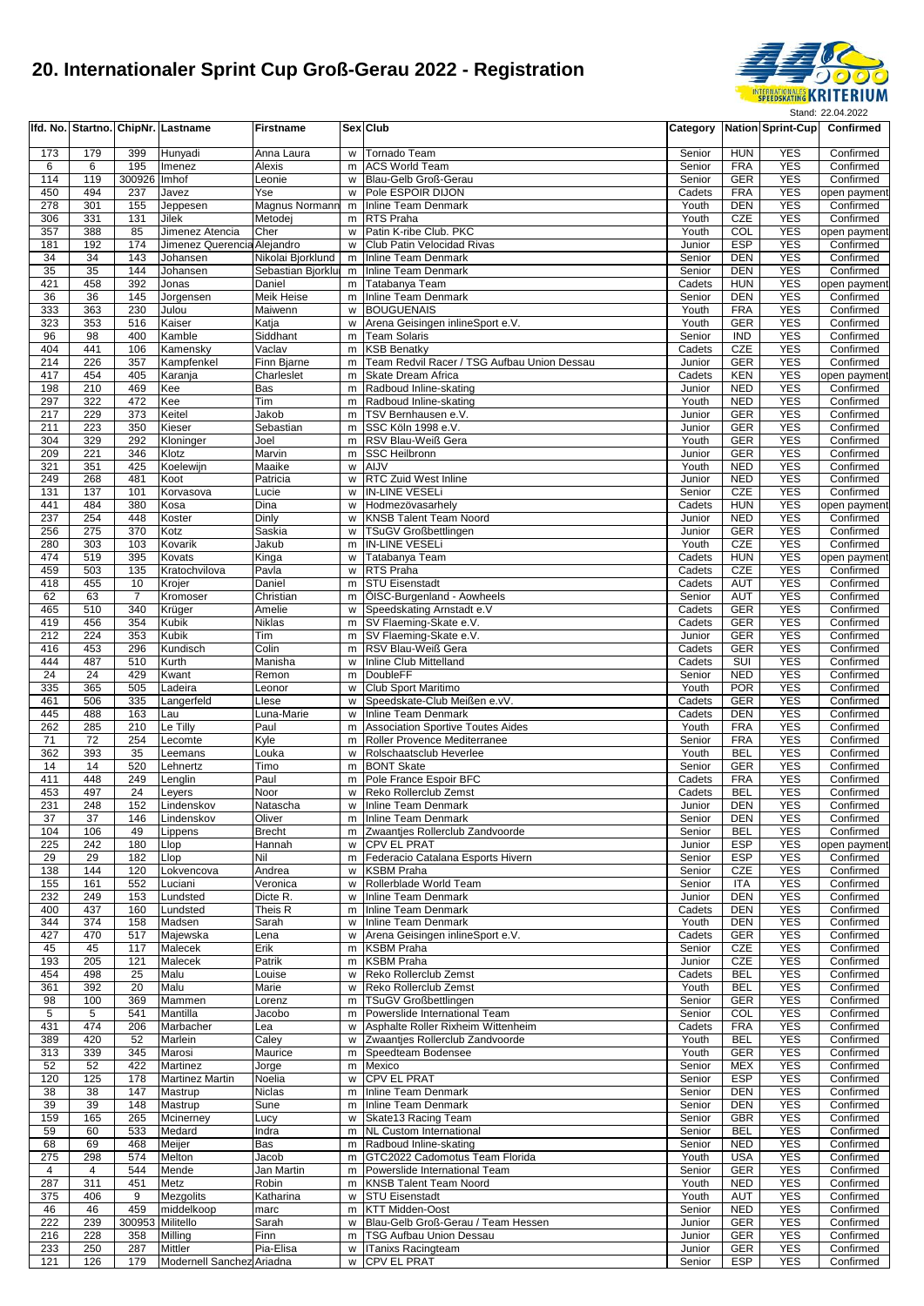# 20. Internationaler Sprint Cup Groß-Gerau 2022 - Registration

Stand: 22.04.2022

| lfd. No. | Startno. | ChipNr. | Lastname | Firstname | Sex | Club | Category | Nation | Sprint-Cup | Confirmed |
|---|---|---|---|---|---|---|---|---|---|---|
| 173 | 179 | 399 | Hunyadi | Anna Laura | w | Tornado Team | Senior | HUN | YES | Confirmed |
| 6 | 6 | 195 | Imenez | Alexis | m | ACS World Team | Senior | FRA | YES | Confirmed |
| 114 | 119 | 300926 | Imhof | Leonie | w | Blau-Gelb Groß-Gerau | Senior | GER | YES | Confirmed |
| 450 | 494 | 237 | Javez | Yse | w | Pole ESPOIR DIJON | Cadets | FRA | YES | open payment |
| 278 | 301 | 155 | Jeppesen | Magnus Normann | m | Inline Team Denmark | Youth | DEN | YES | Confirmed |
| 306 | 331 | 131 | Jilek | Metodej | m | RTS Praha | Youth | CZE | YES | Confirmed |
| 357 | 388 | 85 | Jimenez Atencia | Cher | w | Patin K-ribe Club. PKC | Youth | COL | YES | open payment |
| 181 | 192 | 174 | Jimenez Querencia | Alejandro | w | Club Patin Velocidad Rivas | Junior | ESP | YES | Confirmed |
| 34 | 34 | 143 | Johansen | Nikolai Bjorklund | m | Inline Team Denmark | Senior | DEN | YES | Confirmed |
| 35 | 35 | 144 | Johansen | Sebastian Bjorklu | m | Inline Team Denmark | Senior | DEN | YES | Confirmed |
| 421 | 458 | 392 | Jonas | Daniel | m | Tatabanya Team | Cadets | HUN | YES | open payment |
| 36 | 36 | 145 | Jorgensen | Meik Heise | m | Inline Team Denmark | Senior | DEN | YES | Confirmed |
| 333 | 363 | 230 | Julou | Maiwenn | w | BOUGUENAIS | Youth | FRA | YES | Confirmed |
| 323 | 353 | 516 | Kaiser | Katja | w | Arena Geisingen inlineSport e.V. | Youth | GER | YES | Confirmed |
| 96 | 98 | 400 | Kamble | Siddhant | m | Team Solaris | Senior | IND | YES | Confirmed |
| 404 | 441 | 106 | Kamensky | Vaclav | m | KSB Benatky | Cadets | CZE | YES | Confirmed |
| 214 | 226 | 357 | Kampfenkel | Finn Bjarne | m | Team Redvil Racer / TSG Aufbau Union Dessau | Junior | GER | YES | Confirmed |
| 417 | 454 | 405 | Karanja | Charleslet | m | Skate Dream Africa | Cadets | KEN | YES | open payment |
| 198 | 210 | 469 | Kee | Bas | m | Radboud Inline-skating | Junior | NED | YES | Confirmed |
| 297 | 322 | 472 | Kee | Tim | m | Radboud Inline-skating | Youth | NED | YES | Confirmed |
| 217 | 229 | 373 | Keitel | Jakob | m | TSV Bernhausen e.V. | Junior | GER | YES | Confirmed |
| 211 | 223 | 350 | Kieser | Sebastian | m | SSC Köln 1998 e.V. | Junior | GER | YES | Confirmed |
| 304 | 329 | 292 | Kloninger | Joel | m | RSV Blau-Weiß Gera | Youth | GER | YES | Confirmed |
| 209 | 221 | 346 | Klotz | Marvin | m | SSC Heilbronn | Junior | GER | YES | Confirmed |
| 321 | 351 | 425 | Koelewijn | Maaike | w | AIJV | Youth | NED | YES | Confirmed |
| 249 | 268 | 481 | Koot | Patricia | w | RTC Zuid West Inline | Junior | NED | YES | Confirmed |
| 131 | 137 | 101 | Korvasova | Lucie | w | IN-LINE VESELi | Senior | CZE | YES | Confirmed |
| 441 | 484 | 380 | Kosa | Dina | w | Hodmezövasarhely | Cadets | HUN | YES | open payment |
| 237 | 254 | 448 | Koster | Dinly | w | KNSB Talent Team Noord | Junior | NED | YES | Confirmed |
| 256 | 275 | 370 | Kotz | Saskia | w | TSuGV Großbettlingen | Junior | GER | YES | Confirmed |
| 280 | 303 | 103 | Kovarik | Jakub | m | IN-LINE VESELi | Youth | CZE | YES | Confirmed |
| 474 | 519 | 395 | Kovats | Kinga | w | Tatabanya Team | Cadets | HUN | YES | open payment |
| 459 | 503 | 135 | Kratochvilova | Pavla | w | RTS Praha | Cadets | CZE | YES | Confirmed |
| 418 | 455 | 10 | Krojer | Daniel | m | STU Eisenstadt | Cadets | AUT | YES | Confirmed |
| 62 | 63 | 7 | Kromoser | Christian | m | ÖISC-Burgenland - Aowheels | Senior | AUT | YES | Confirmed |
| 465 | 510 | 340 | Krüger | Amelie | w | Speedskating Arnstadt e.V | Cadets | GER | YES | Confirmed |
| 419 | 456 | 354 | Kubik | Niklas | m | SV Flaeming-Skate e.V. | Cadets | GER | YES | Confirmed |
| 212 | 224 | 353 | Kubik | Tim | m | SV Flaeming-Skate e.V. | Junior | GER | YES | Confirmed |
| 416 | 453 | 296 | Kundisch | Colin | m | RSV Blau-Weiß Gera | Cadets | GER | YES | Confirmed |
| 444 | 487 | 510 | Kurth | Manisha | w | Inline Club Mittelland | Cadets | SUI | YES | Confirmed |
| 24 | 24 | 429 | Kwant | Remon | m | DoubleFF | Senior | NED | YES | Confirmed |
| 335 | 365 | 505 | Ladeira | Leonor | w | Club Sport Maritimo | Youth | POR | YES | Confirmed |
| 461 | 506 | 335 | Langerfeld | Llese | w | Speedskate-Club Meißen e.vV. | Cadets | GER | YES | Confirmed |
| 445 | 488 | 163 | Lau | Luna-Marie | w | Inline Team Denmark | Cadets | DEN | YES | Confirmed |
| 262 | 285 | 210 | Le Tilly | Paul | m | Association Sportive Toutes Aides | Youth | FRA | YES | Confirmed |
| 71 | 72 | 254 | Lecomte | Kyle | m | Roller Provence Mediterranee | Senior | FRA | YES | Confirmed |
| 362 | 393 | 35 | Leemans | Louka | w | Rolschaatsclub Heverlee | Youth | BEL | YES | Confirmed |
| 14 | 14 | 520 | Lehnertz | Timo | m | BONT Skate | Senior | GER | YES | Confirmed |
| 411 | 448 | 249 | Lenglin | Paul | m | Pole France Espoir BFC | Cadets | FRA | YES | Confirmed |
| 453 | 497 | 24 | Leyers | Noor | w | Reko Rollerclub Zemst | Cadets | BEL | YES | Confirmed |
| 231 | 248 | 152 | Lindenskov | Natascha | w | Inline Team Denmark | Junior | DEN | YES | Confirmed |
| 37 | 37 | 146 | Lindenskov | Oliver | m | Inline Team Denmark | Senior | DEN | YES | Confirmed |
| 104 | 106 | 49 | Lippens | Brecht | m | Zwaantjes Rollerclub Zandvoorde | Senior | BEL | YES | Confirmed |
| 225 | 242 | 180 | Llop | Hannah | w | CPV EL PRAT | Junior | ESP | YES | open payment |
| 29 | 29 | 182 | Llop | Nil | m | Federacio Catalana Esports Hivern | Senior | ESP | YES | Confirmed |
| 138 | 144 | 120 | Lokvencova | Andrea | w | KSBM Praha | Senior | CZE | YES | Confirmed |
| 155 | 161 | 552 | Luciani | Veronica | w | Rollerblade World Team | Senior | ITA | YES | Confirmed |
| 232 | 249 | 153 | Lundsted | Dicte R. | w | Inline Team Denmark | Junior | DEN | YES | Confirmed |
| 400 | 437 | 160 | Lundsted | Theis R | m | Inline Team Denmark | Cadets | DEN | YES | Confirmed |
| 344 | 374 | 158 | Madsen | Sarah | w | Inline Team Denmark | Youth | DEN | YES | Confirmed |
| 427 | 470 | 517 | Majewska | Lena | w | Arena Geisingen inlineSport e.V. | Cadets | GER | YES | Confirmed |
| 45 | 45 | 117 | Malecek | Erik | m | KSBM Praha | Senior | CZE | YES | Confirmed |
| 193 | 205 | 121 | Malecek | Patrik | m | KSBM Praha | Junior | CZE | YES | Confirmed |
| 454 | 498 | 25 | Malu | Louise | w | Reko Rollerclub Zemst | Cadets | BEL | YES | Confirmed |
| 361 | 392 | 20 | Malu | Marie | w | Reko Rollerclub Zemst | Youth | BEL | YES | Confirmed |
| 98 | 100 | 369 | Mammen | Lorenz | m | TSuGV Großbettlingen | Senior | GER | YES | Confirmed |
| 5 | 5 | 541 | Mantilla | Jacobo | m | Powerslide International Team | Senior | COL | YES | Confirmed |
| 431 | 474 | 206 | Marbacher | Lea | w | Asphalte Roller Rixheim Wittenheim | Cadets | FRA | YES | Confirmed |
| 389 | 420 | 52 | Marlein | Caley | w | Zwaantjes Rollerclub Zandvoorde | Youth | BEL | YES | Confirmed |
| 313 | 339 | 345 | Marosi | Maurice | m | Speedteam Bodensee | Youth | GER | YES | Confirmed |
| 52 | 52 | 422 | Martinez | Jorge | m | Mexico | Senior | MEX | YES | Confirmed |
| 120 | 125 | 178 | Martinez Martin | Noelia | w | CPV EL PRAT | Senior | ESP | YES | Confirmed |
| 38 | 38 | 147 | Mastrup | Niclas | m | Inline Team Denmark | Senior | DEN | YES | Confirmed |
| 39 | 39 | 148 | Mastrup | Sune | m | Inline Team Denmark | Senior | DEN | YES | Confirmed |
| 159 | 165 | 265 | Mcinerney | Lucy | w | Skate13 Racing Team | Senior | GBR | YES | Confirmed |
| 59 | 60 | 533 | Medard | Indra | m | NL Custom International | Senior | BEL | YES | Confirmed |
| 68 | 69 | 468 | Meijer | Bas | m | Radboud Inline-skating | Senior | NED | YES | Confirmed |
| 275 | 298 | 574 | Melton | Jacob | m | GTC2022 Cadomotus Team Florida | Youth | USA | YES | Confirmed |
| 4 | 4 | 544 | Mende | Jan Martin | m | Powerslide International Team | Senior | GER | YES | Confirmed |
| 287 | 311 | 451 | Metz | Robin | m | KNSB Talent Team Noord | Youth | NED | YES | Confirmed |
| 375 | 406 | 9 | Mezgolits | Katharina | w | STU Eisenstadt | Youth | AUT | YES | Confirmed |
| 46 | 46 | 459 | middelkoop | marc | m | KTT Midden-Oost | Senior | NED | YES | Confirmed |
| 222 | 239 | 300953 | Militello | Sarah | w | Blau-Gelb Groß-Gerau / Team Hessen | Junior | GER | YES | Confirmed |
| 216 | 228 | 358 | Milling | Finn | m | TSG Aufbau Union Dessau | Junior | GER | YES | Confirmed |
| 233 | 250 | 287 | Mittler | Pia-Elisa | w | ITanixs Racingteam | Junior | GER | YES | Confirmed |
| 121 | 126 | 179 | Modernell Sanchez | Ariadna | w | CPV EL PRAT | Senior | ESP | YES | Confirmed |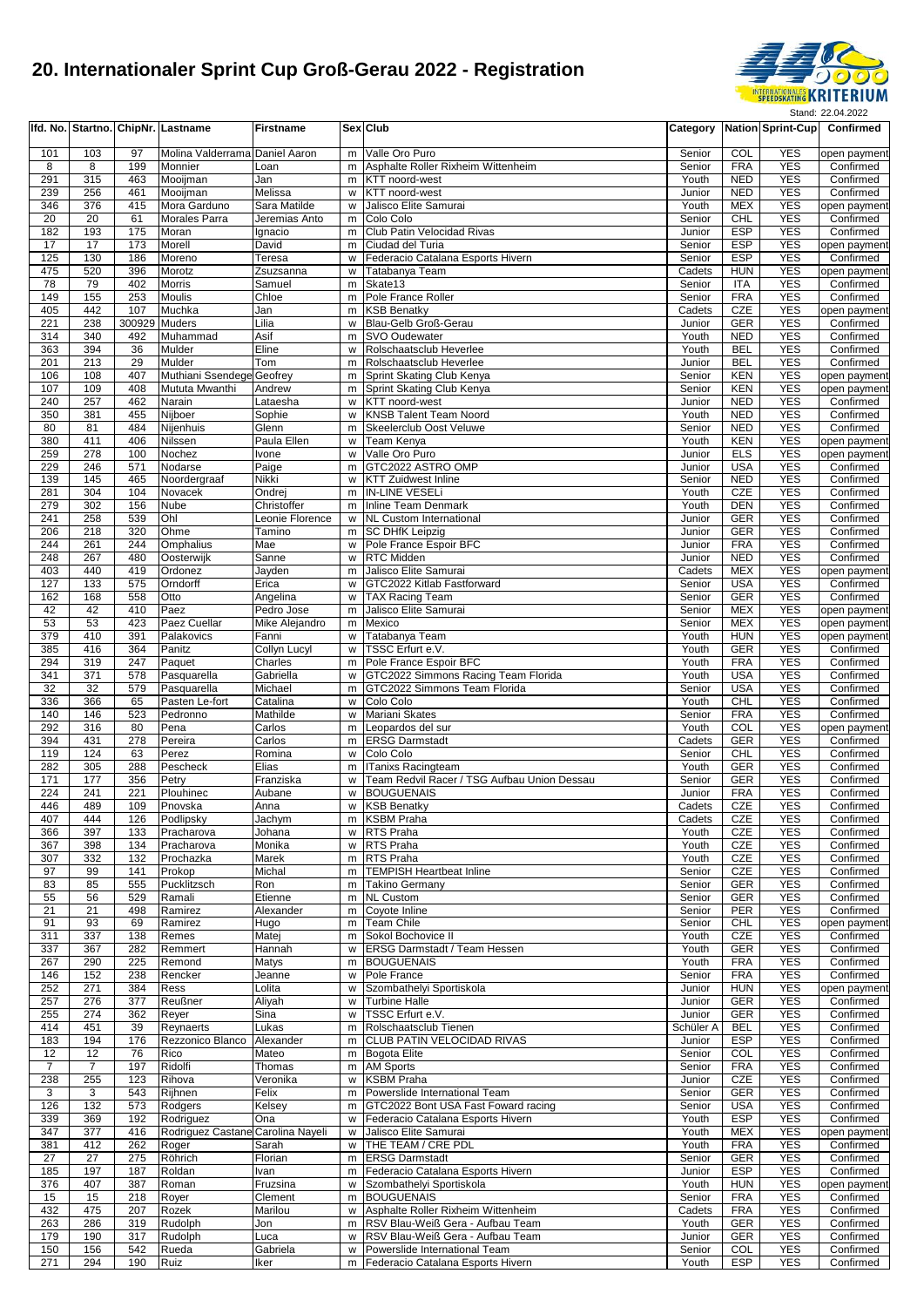# 20. Internationaler Sprint Cup Groß-Gerau 2022 - Registration

Stand: 22.04.2022

| lfd. No. | Startno. | ChipNr. | Lastname | Firstname | Sex | Club | Category | Nation | Sprint-Cup | Confirmed |
|---|---|---|---|---|---|---|---|---|---|---|
| 101 | 103 | 97 | Molina Valderrama | Daniel Aaron | m | Valle Oro Puro | Senior | COL | YES | open payment |
| 8 | 8 | 199 | Monnier | Loan | m | Asphalte Roller Rixheim Wittenheim | Senior | FRA | YES | Confirmed |
| 291 | 315 | 463 | Mooijman | Jan | m | KTT noord-west | Youth | NED | YES | Confirmed |
| 239 | 256 | 461 | Mooijman | Melissa | w | KTT noord-west | Junior | NED | YES | Confirmed |
| 346 | 376 | 415 | Mora Garduno | Sara Matilde | w | Jalisco Elite Samurai | Youth | MEX | YES | open payment |
| 20 | 20 | 61 | Morales Parra | Jeremias Anto | m | Colo Colo | Senior | CHL | YES | Confirmed |
| 182 | 193 | 175 | Moran | Ignacio | m | Club Patin Velocidad Rivas | Junior | ESP | YES | Confirmed |
| 17 | 17 | 173 | Morell | David | m | Ciudad del Turia | Senior | ESP | YES | open payment |
| 125 | 130 | 186 | Moreno | Teresa | w | Federacio Catalana Esports Hivern | Senior | ESP | YES | Confirmed |
| 475 | 520 | 396 | Morotz | Zsuzsanna | w | Tatabanya Team | Cadets | HUN | YES | open payment |
| 78 | 79 | 402 | Morris | Samuel | m | Skate13 | Senior | ITA | YES | Confirmed |
| 149 | 155 | 253 | Moulis | Chloe | m | Pole France Roller | Senior | FRA | YES | Confirmed |
| 405 | 442 | 107 | Muchka | Jan | m | KSB Benatky | Cadets | CZE | YES | open payment |
| 221 | 238 | 300929 | Muders | Lilia | w | Blau-Gelb Groß-Gerau | Junior | GER | YES | Confirmed |
| 314 | 340 | 492 | Muhammad | Asif | m | SVO Oudewater | Youth | NED | YES | Confirmed |
| 363 | 394 | 36 | Mulder | Eline | w | Rolschaatsclub Heverlee | Youth | BEL | YES | Confirmed |
| 201 | 213 | 29 | Mulder | Tom | m | Rolschaatsclub Heverlee | Junior | BEL | YES | Confirmed |
| 106 | 108 | 407 | Muthiani Ssendege | Geofrey | m | Sprint Skating Club Kenya | Senior | KEN | YES | open payment |
| 107 | 109 | 408 | Mututa Mwanthi | Andrew | m | Sprint Skating Club Kenya | Senior | KEN | YES | open payment |
| 240 | 257 | 462 | Narain | Lataesha | w | KTT noord-west | Junior | NED | YES | Confirmed |
| 350 | 381 | 455 | Nijboer | Sophie | w | KNSB Talent Team Noord | Youth | NED | YES | Confirmed |
| 80 | 81 | 484 | Nijenhuis | Glenn | m | Skeelerclub Oost Veluwe | Senior | NED | YES | Confirmed |
| 380 | 411 | 406 | Nilssen | Paula Ellen | w | Team Kenya | Youth | KEN | YES | open payment |
| 259 | 278 | 100 | Nochez | Ivone | w | Valle Oro Puro | Junior | ELS | YES | open payment |
| 229 | 246 | 571 | Nodarse | Paige | m | GTC2022 ASTRO OMP | Junior | USA | YES | Confirmed |
| 139 | 145 | 465 | Noordergraaf | Nikki | w | KTT Zuidwest Inline | Senior | NED | YES | Confirmed |
| 281 | 304 | 104 | Novacek | Ondrej | m | IN-LINE VESELi | Youth | CZE | YES | Confirmed |
| 279 | 302 | 156 | Nube | Christoffer | m | Inline Team Denmark | Youth | DEN | YES | Confirmed |
| 241 | 258 | 539 | Ohl | Leonie Florence | w | NL Custom International | Junior | GER | YES | Confirmed |
| 206 | 218 | 320 | Ohme | Tamino | m | SC DHfK Leipzig | Junior | GER | YES | Confirmed |
| 244 | 261 | 244 | Omphalius | Mae | w | Pole France Espoir BFC | Junior | FRA | YES | Confirmed |
| 248 | 267 | 480 | Oosterwijk | Sanne | w | RTC Midden | Junior | NED | YES | Confirmed |
| 403 | 440 | 419 | Ordonez | Jayden | m | Jalisco Elite Samurai | Cadets | MEX | YES | open payment |
| 127 | 133 | 575 | Orndorff | Erica | w | GTC2022 Kitlab Fastforward | Senior | USA | YES | Confirmed |
| 162 | 168 | 558 | Otto | Angelina | w | TAX Racing Team | Senior | GER | YES | Confirmed |
| 42 | 42 | 410 | Paez | Pedro Jose | m | Jalisco Elite Samurai | Senior | MEX | YES | open payment |
| 53 | 53 | 423 | Paez Cuellar | Mike Alejandro | m | Mexico | Senior | MEX | YES | open payment |
| 379 | 410 | 391 | Palakovics | Fanni | w | Tatabanya Team | Youth | HUN | YES | open payment |
| 385 | 416 | 364 | Panitz | Collyn Lucyl | w | TSSC Erfurt e.V. | Youth | GER | YES | Confirmed |
| 294 | 319 | 247 | Paquet | Charles | m | Pole France Espoir BFC | Youth | FRA | YES | Confirmed |
| 341 | 371 | 578 | Pasquarella | Gabriella | w | GTC2022 Simmons Racing Team Florida | Youth | USA | YES | Confirmed |
| 32 | 32 | 579 | Pasquarella | Michael | m | GTC2022 Simmons Team Florida | Senior | USA | YES | Confirmed |
| 336 | 366 | 65 | Pasten Le-fort | Catalina | w | Colo Colo | Youth | CHL | YES | Confirmed |
| 140 | 146 | 523 | Pedronno | Mathilde | w | Mariani Skates | Senior | FRA | YES | Confirmed |
| 292 | 316 | 80 | Pena | Carlos | m | Leopardos del sur | Youth | COL | YES | open payment |
| 394 | 431 | 278 | Pereira | Carlos | m | ERSG Darmstadt | Cadets | GER | YES | Confirmed |
| 119 | 124 | 63 | Perez | Romina | w | Colo Colo | Senior | CHL | YES | Confirmed |
| 282 | 305 | 288 | Pescheck | Elias | m | ITanixs Racingteam | Youth | GER | YES | Confirmed |
| 171 | 177 | 356 | Petry | Franziska | w | Team Redvil Racer / TSG Aufbau Union Dessau | Senior | GER | YES | Confirmed |
| 224 | 241 | 221 | Plouhinec | Aubane | w | BOUGUENAIS | Junior | FRA | YES | Confirmed |
| 446 | 489 | 109 | Pnovska | Anna | w | KSB Benatky | Cadets | CZE | YES | Confirmed |
| 407 | 444 | 126 | Podlipsky | Jachym | m | KSBM Praha | Cadets | CZE | YES | Confirmed |
| 366 | 397 | 133 | Pracharova | Johana | w | RTS Praha | Youth | CZE | YES | Confirmed |
| 367 | 398 | 134 | Pracharova | Monika | w | RTS Praha | Youth | CZE | YES | Confirmed |
| 307 | 332 | 132 | Prochazka | Marek | m | RTS Praha | Youth | CZE | YES | Confirmed |
| 97 | 99 | 141 | Prokop | Michal | m | TEMPISH Heartbeat Inline | Senior | CZE | YES | Confirmed |
| 83 | 85 | 555 | Pucklitzsch | Ron | m | Takino Germany | Senior | GER | YES | Confirmed |
| 55 | 56 | 529 | Ramali | Etienne | m | NL Custom | Senior | GER | YES | Confirmed |
| 21 | 21 | 498 | Ramirez | Alexander | m | Coyote Inline | Senior | PER | YES | Confirmed |
| 91 | 93 | 69 | Ramirez | Hugo | m | Team Chile | Senior | CHL | YES | open payment |
| 311 | 337 | 138 | Remes | Matej | m | Sokol Bochovice II | Youth | CZE | YES | Confirmed |
| 337 | 367 | 282 | Remmert | Hannah | w | ERSG Darmstadt / Team Hessen | Youth | GER | YES | Confirmed |
| 267 | 290 | 225 | Remond | Matys | m | BOUGUENAIS | Youth | FRA | YES | Confirmed |
| 146 | 152 | 238 | Rencker | Jeanne | w | Pole France | Senior | FRA | YES | Confirmed |
| 252 | 271 | 384 | Ress | Lolita | w | Szombathelyi Sportiskola | Junior | HUN | YES | open payment |
| 257 | 276 | 377 | Reußner | Aliyah | w | Turbine Halle | Junior | GER | YES | Confirmed |
| 255 | 274 | 362 | Reyer | Sina | w | TSSC Erfurt e.V. | Junior | GER | YES | Confirmed |
| 414 | 451 | 39 | Reynaerts | Lukas | m | Rolschaatsclub Tienen | Schüler A | BEL | YES | Confirmed |
| 183 | 194 | 176 | Rezzonico Blanco | Alexander | m | CLUB PATIN VELOCIDAD RIVAS | Junior | ESP | YES | Confirmed |
| 12 | 12 | 76 | Rico | Mateo | m | Bogota Elite | Senior | COL | YES | Confirmed |
| 7 | 7 | 197 | Ridolfi | Thomas | m | AM Sports | Senior | FRA | YES | Confirmed |
| 238 | 255 | 123 | Rihova | Veronika | w | KSBM Praha | Junior | CZE | YES | Confirmed |
| 3 | 3 | 543 | Rijhnen | Felix | m | Powerslide International Team | Senior | GER | YES | Confirmed |
| 126 | 132 | 573 | Rodgers | Kelsey | m | GTC2022 Bont USA Fast Foward racing | Senior | USA | YES | Confirmed |
| 339 | 369 | 192 | Rodriguez | Ona | w | Federacio Catalana Esports Hivern | Youth | ESP | YES | Confirmed |
| 347 | 377 | 416 | Rodriguez Castane | Carolina Nayeli | w | Jalisco Elite Samurai | Youth | MEX | YES | open payment |
| 381 | 412 | 262 | Roger | Sarah | w | THE TEAM / CRE PDL | Youth | FRA | YES | Confirmed |
| 27 | 27 | 275 | Röhrich | Florian | m | ERSG Darmstadt | Senior | GER | YES | Confirmed |
| 185 | 197 | 187 | Roldan | Ivan | m | Federacio Catalana Esports Hivern | Junior | ESP | YES | Confirmed |
| 376 | 407 | 387 | Roman | Fruzsina | w | Szombathelyi Sportiskola | Youth | HUN | YES | open payment |
| 15 | 15 | 218 | Royer | Clement | m | BOUGUENAIS | Senior | FRA | YES | Confirmed |
| 432 | 475 | 207 | Rozek | Marilou | w | Asphalte Roller Rixheim Wittenheim | Cadets | FRA | YES | Confirmed |
| 263 | 286 | 319 | Rudolph | Jon | m | RSV Blau-Weiß Gera - Aufbau Team | Youth | GER | YES | Confirmed |
| 179 | 190 | 317 | Rudolph | Luca | w | RSV Blau-Weiß Gera - Aufbau Team | Junior | GER | YES | Confirmed |
| 150 | 156 | 542 | Rueda | Gabriela | w | Powerslide International Team | Senior | COL | YES | Confirmed |
| 271 | 294 | 190 | Ruiz | Iker | m | Federacio Catalana Esports Hivern | Youth | ESP | YES | Confirmed |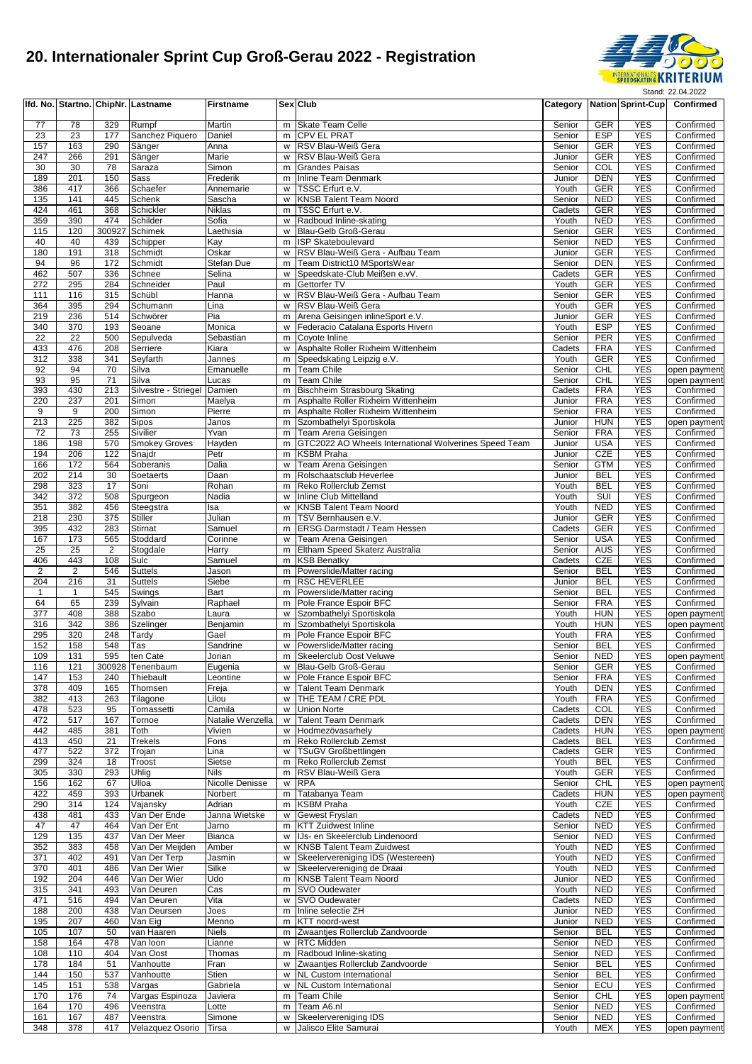# 20. Internationaler Sprint Cup Groß-Gerau 2022 - Registration

Stand: 22.04.2022

| lfd. No. | Startno. | ChipNr. | Lastname | Firstname | Sex | Club | Category | Nation | Sprint-Cup | Confirmed |
|---|---|---|---|---|---|---|---|---|---|---|
| 77 | 78 | 329 | Rumpf | Martin | m | Skate Team Celle | Senior | GER | YES | Confirmed |
| 23 | 23 | 177 | Sanchez Piquero | Daniel | m | CPV EL PRAT | Senior | ESP | YES | Confirmed |
| 157 | 163 | 290 | Sänger | Anna | w | RSV Blau-Weiß Gera | Senior | GER | YES | Confirmed |
| 247 | 266 | 291 | Sänger | Marie | w | RSV Blau-Weiß Gera | Junior | GER | YES | Confirmed |
| 30 | 30 | 78 | Saraza | Simon | m | Grandes Paisas | Senior | COL | YES | Confirmed |
| 189 | 201 | 150 | Sass | Frederik | m | Inline Team Denmark | Junior | DEN | YES | Confirmed |
| 386 | 417 | 366 | Schaefer | Annemarie | w | TSSC Erfurt e.V. | Youth | GER | YES | Confirmed |
| 135 | 141 | 445 | Schenk | Sascha | w | KNSB Talent Team Noord | Senior | NED | YES | Confirmed |
| 424 | 461 | 368 | Schickler | Niklas | m | TSSC Erfurt e.V. | Cadets | GER | YES | Confirmed |
| 359 | 390 | 474 | Schilder | Sofia | w | Radboud Inline-skating | Youth | NED | YES | Confirmed |
| 115 | 120 | 300927 | Schimek | Laethisia | w | Blau-Gelb Groß-Gerau | Senior | GER | YES | Confirmed |
| 40 | 40 | 439 | Schipper | Kay | m | ISP Skateboulevard | Senior | NED | YES | Confirmed |
| 180 | 191 | 318 | Schmidt | Oskar | w | RSV Blau-Weiß Gera - Aufbau Team | Junior | GER | YES | Confirmed |
| 94 | 96 | 172 | Schmidt | Stefan Due | m | Team District10 MSportsWear | Senior | DEN | YES | Confirmed |
| 462 | 507 | 336 | Schnee | Selina | w | Speedskate-Club Meißen e.vV. | Cadets | GER | YES | Confirmed |
| 272 | 295 | 284 | Schneider | Paul | m | Gettorfer TV | Youth | GER | YES | Confirmed |
| 111 | 116 | 315 | Schübl | Hanna | w | RSV Blau-Weiß Gera - Aufbau Team | Senior | GER | YES | Confirmed |
| 364 | 395 | 294 | Schumann | Lina | w | RSV Blau-Weiß Gera | Youth | GER | YES | Confirmed |
| 219 | 236 | 514 | Schwörer | Pia | m | Arena Geisingen inlineSport e.V. | Junior | GER | YES | Confirmed |
| 340 | 370 | 193 | Seoane | Monica | w | Federacio Catalana Esports Hivern | Youth | ESP | YES | Confirmed |
| 22 | 22 | 500 | Sepulveda | Sebastian | m | Coyote Inline | Senior | PER | YES | Confirmed |
| 433 | 476 | 208 | Serriere | Kiara | w | Asphalte Roller Rixheim Wittenheim | Cadets | FRA | YES | Confirmed |
| 312 | 338 | 341 | Seyfarth | Jannes | m | Speedskating Leipzig e.V. | Youth | GER | YES | Confirmed |
| 92 | 94 | 70 | Silva | Emanuelle | m | Team Chile | Senior | CHL | YES | open payment |
| 93 | 95 | 71 | Silva | Lucas | m | Team Chile | Senior | CHL | YES | open payment |
| 393 | 430 | 213 | Silvestre - Striegel | Damien | m | Bischheim Strasbourg Skating | Cadets | FRA | YES | Confirmed |
| 220 | 237 | 201 | Simon | Maelya | m | Asphalte Roller Rixheim Wittenheim | Junior | FRA | YES | Confirmed |
| 9 | 9 | 200 | Simon | Pierre | m | Asphalte Roller Rixheim Wittenheim | Senior | FRA | YES | Confirmed |
| 213 | 225 | 382 | Sipos | Janos | m | Szombathelyi Sportiskola | Junior | HUN | YES | open payment |
| 72 | 73 | 255 | Sivilier | Yvan | m | Team Arena Geisingen | Senior | FRA | YES | Confirmed |
| 186 | 198 | 570 | Smokey Groves | Hayden | m | GTC2022 AO Wheels International Wolverines Speed Team | Junior | USA | YES | Confirmed |
| 194 | 206 | 122 | Snajdr | Petr | m | KSBM Praha | Junior | CZE | YES | Confirmed |
| 166 | 172 | 564 | Soberanis | Dalia | w | Team Arena Geisingen | Senior | GTM | YES | Confirmed |
| 202 | 214 | 30 | Soetaerts | Daan | m | Rolschaatsclub Heverlee | Junior | BEL | YES | Confirmed |
| 298 | 323 | 17 | Soni | Rohan | m | Reko Rollerclub Zemst | Youth | BEL | YES | Confirmed |
| 342 | 372 | 508 | Spurgeon | Nadia | w | Inline Club Mittelland | Youth | SUI | YES | Confirmed |
| 351 | 382 | 456 | Steegstra | Isa | w | KNSB Talent Team Noord | Youth | NED | YES | Confirmed |
| 218 | 230 | 375 | Stiller | Julian | m | TSV Bernhausen e.V. | Junior | GER | YES | Confirmed |
| 395 | 432 | 283 | Stirnat | Samuel | m | ERSG Darmstadt / Team Hessen | Cadets | GER | YES | Confirmed |
| 167 | 173 | 565 | Stoddard | Corinne | w | Team Arena Geisingen | Senior | USA | YES | Confirmed |
| 25 | 25 | 2 | Stogdale | Harry | m | Eltham Speed Skaterz Australia | Senior | AUS | YES | Confirmed |
| 406 | 443 | 108 | Sulc | Samuel | m | KSB Benatky | Cadets | CZE | YES | Confirmed |
| 2 | 2 | 546 | Suttels | Jason | m | Powerslide/Matter racing | Senior | BEL | YES | Confirmed |
| 204 | 216 | 31 | Suttels | Siebe | m | RSC HEVERLEE | Junior | BEL | YES | Confirmed |
| 1 | 1 | 545 | Swings | Bart | m | Powerslide/Matter racing | Senior | BEL | YES | Confirmed |
| 64 | 65 | 239 | Sylvain | Raphael | m | Pole France Espoir BFC | Senior | FRA | YES | Confirmed |
| 377 | 408 | 388 | Szabo | Laura | w | Szombathelyi Sportiskola | Youth | HUN | YES | open payment |
| 316 | 342 | 386 | Szelinger | Benjamin | m | Szombathelyi Sportiskola | Youth | HUN | YES | open payment |
| 295 | 320 | 248 | Tardy | Gael | m | Pole France Espoir BFC | Youth | FRA | YES | Confirmed |
| 152 | 158 | 548 | Tas | Sandrine | w | Powerslide/Matter racing | Senior | BEL | YES | Confirmed |
| 109 | 131 | 595 | ten Cate | Jorian | m | Skeelerclub Oost Veluwe | Senior | NED | YES | open payment |
| 116 | 121 | 300928 | Tenenbaum | Eugenia | w | Blau-Gelb Groß-Gerau | Senior | GER | YES | Confirmed |
| 147 | 153 | 240 | Thiebault | Leontine | w | Pole France Espoir BFC | Senior | FRA | YES | Confirmed |
| 378 | 409 | 165 | Thomsen | Freja | w | Talent Team Denmark | Youth | DEN | YES | Confirmed |
| 382 | 413 | 263 | Tilagone | Lilou | w | THE TEAM / CRE PDL | Youth | FRA | YES | Confirmed |
| 478 | 523 | 95 | Tomassetti | Camila | w | Union Norte | Cadets | COL | YES | Confirmed |
| 472 | 517 | 167 | Tornoe | Natalie Wenzella | w | Talent Team Denmark | Cadets | DEN | YES | Confirmed |
| 442 | 485 | 381 | Toth | Vivien | w | Hodmezövasarhely | Cadets | HUN | YES | open payment |
| 413 | 450 | 21 | Trekels | Fons | m | Reko Rollerclub Zemst | Cadets | BEL | YES | Confirmed |
| 477 | 522 | 372 | Trojan | Lina | w | TSuGV Großbettlingen | Cadets | GER | YES | Confirmed |
| 299 | 324 | 18 | Troost | Sietse | m | Reko Rollerclub Zemst | Youth | BEL | YES | Confirmed |
| 305 | 330 | 293 | Uhlig | Nils | m | RSV Blau-Weiß Gera | Youth | GER | YES | Confirmed |
| 156 | 162 | 67 | Ulloa | Nicolle Denisse | w | RPA | Senior | CHL | YES | open payment |
| 422 | 459 | 393 | Urbanek | Norbert | m | Tatabanya Team | Cadets | HUN | YES | open payment |
| 290 | 314 | 124 | Vajansky | Adrian | m | KSBM Praha | Youth | CZE | YES | Confirmed |
| 438 | 481 | 433 | Van Der Ende | Janna Wietske | w | Gewest Fryslan | Cadets | NED | YES | Confirmed |
| 47 | 47 | 464 | Van Der Ent | Jarno | m | KTT Zuidwest Inline | Senior | NED | YES | Confirmed |
| 129 | 135 | 437 | Van Der Meer | Bianca | w | IJs- en Skeelerclub Lindenoord | Senior | NED | YES | Confirmed |
| 352 | 383 | 458 | Van Der Meijden | Amber | w | KNSB Talent Team Zuidwest | Youth | NED | YES | Confirmed |
| 371 | 402 | 491 | Van Der Terp | Jasmin | w | Skeelervereniging IDS (Westereen) | Youth | NED | YES | Confirmed |
| 370 | 401 | 486 | Van Der Wier | Silke | w | Skeelervereniging de Draai | Youth | NED | YES | Confirmed |
| 192 | 204 | 446 | Van Der Wier | Udo | m | KNSB Talent Team Noord | Junior | NED | YES | Confirmed |
| 315 | 341 | 493 | Van Deuren | Cas | m | SVO Oudewater | Youth | NED | YES | Confirmed |
| 471 | 516 | 494 | Van Deuren | Vita | w | SVO Oudewater | Cadets | NED | YES | Confirmed |
| 188 | 200 | 438 | Van Deursen | Joes | m | Inline selectie ZH | Junior | NED | YES | Confirmed |
| 195 | 207 | 460 | Van Eig | Menno | m | KTT noord-west | Junior | NED | YES | Confirmed |
| 105 | 107 | 50 | van Haaren | Niels | m | Zwaantjes Rollerclub Zandvoorde | Senior | BEL | YES | Confirmed |
| 158 | 164 | 478 | Van loon | Lianne | w | RTC Midden | Senior | NED | YES | Confirmed |
| 108 | 110 | 404 | Van Oost | Thomas | m | Radboud Inline-skating | Senior | NED | YES | Confirmed |
| 178 | 184 | 51 | Vanhoutte | Fran | w | Zwaantjes Rollerclub Zandvoorde | Senior | BEL | YES | Confirmed |
| 144 | 150 | 537 | Vanhoutte | Stien | w | NL Custom International | Senior | BEL | YES | Confirmed |
| 145 | 151 | 538 | Vargas | Gabriela | w | NL Custom International | Senior | ECU | YES | Confirmed |
| 170 | 176 | 74 | Vargas Espinoza | Javiera | m | Team Chile | Senior | CHL | YES | open payment |
| 164 | 170 | 496 | Veenstra | Lotte | m | Team A6.nl | Senior | NED | YES | Confirmed |
| 161 | 167 | 487 | Veenstra | Simone | w | Skeelervereniging IDS | Senior | NED | YES | Confirmed |
| 348 | 378 | 417 | Velazquez Osorio | Tirsa | w | Jalisco Elite Samurai | Youth | MEX | YES | open payment |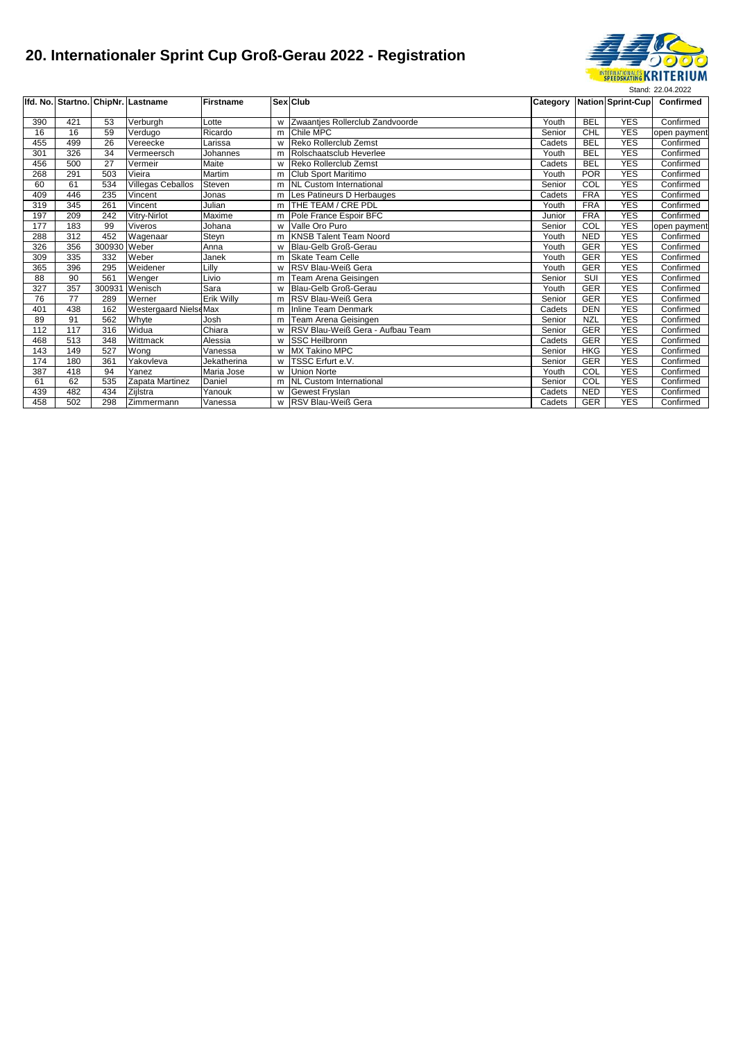# 20. Internationaler Sprint Cup Groß-Gerau 2022 - Registration

Stand: 22.04.2022

| lfd. No. | Startno. | ChipNr. | Lastname | Firstname | Sex | Club | Category | Nation | Sprint-Cup | Confirmed |
|---|---|---|---|---|---|---|---|---|---|---|
| 390 | 421 | 53 | Verburgh | Lotte | w | Zwaantjes Rollerclub Zandvoorde | Youth | BEL | YES | Confirmed |
| 16 | 16 | 59 | Verdugo | Ricardo | m | Chile MPC | Senior | CHL | YES | open payment |
| 455 | 499 | 26 | Vereecke | Larissa | w | Reko Rollerclub Zemst | Cadets | BEL | YES | Confirmed |
| 301 | 326 | 34 | Vermeersch | Johannes | m | Rolschaatsclub Heverlee | Youth | BEL | YES | Confirmed |
| 456 | 500 | 27 | Vermeir | Maite | w | Reko Rollerclub Zemst | Cadets | BEL | YES | Confirmed |
| 268 | 291 | 503 | Vieira | Martim | m | Club Sport Maritimo | Youth | POR | YES | Confirmed |
| 60 | 61 | 534 | Villegas Ceballos | Steven | m | NL Custom International | Senior | COL | YES | Confirmed |
| 409 | 446 | 235 | Vincent | Jonas | m | Les Patineurs D Herbauges | Cadets | FRA | YES | Confirmed |
| 319 | 345 | 261 | Vincent | Julian | m | THE TEAM / CRE PDL | Youth | FRA | YES | Confirmed |
| 197 | 209 | 242 | Vitry-Nirlot | Maxime | m | Pole France Espoir BFC | Junior | FRA | YES | Confirmed |
| 177 | 183 | 99 | Viveros | Johana | w | Valle Oro Puro | Senior | COL | YES | open payment |
| 288 | 312 | 452 | Wagenaar | Steyn | m | KNSB Talent Team Noord | Youth | NED | YES | Confirmed |
| 326 | 356 | 300930 | Weber | Anna | w | Blau-Gelb Groß-Gerau | Youth | GER | YES | Confirmed |
| 309 | 335 | 332 | Weber | Janek | m | Skate Team Celle | Youth | GER | YES | Confirmed |
| 365 | 396 | 295 | Weidener | Lilly | w | RSV Blau-Weiß Gera | Youth | GER | YES | Confirmed |
| 88 | 90 | 561 | Wenger | Livio | m | Team Arena Geisingen | Senior | SUI | YES | Confirmed |
| 327 | 357 | 300931 | Wenisch | Sara | w | Blau-Gelb Groß-Gerau | Youth | GER | YES | Confirmed |
| 76 | 77 | 289 | Werner | Erik Willy | m | RSV Blau-Weiß Gera | Senior | GER | YES | Confirmed |
| 401 | 438 | 162 | Westergaard Nielse | Max | m | Inline Team Denmark | Cadets | DEN | YES | Confirmed |
| 89 | 91 | 562 | Whyte | Josh | m | Team Arena Geisingen | Senior | NZL | YES | Confirmed |
| 112 | 117 | 316 | Widua | Chiara | w | RSV Blau-Weiß Gera - Aufbau Team | Senior | GER | YES | Confirmed |
| 468 | 513 | 348 | Wittmack | Alessia | w | SSC Heilbronn | Cadets | GER | YES | Confirmed |
| 143 | 149 | 527 | Wong | Vanessa | w | MX Takino MPC | Senior | HKG | YES | Confirmed |
| 174 | 180 | 361 | Yakovleva | Jekatherina | w | TSSC Erfurt e.V. | Senior | GER | YES | Confirmed |
| 387 | 418 | 94 | Yanez | Maria Jose | w | Union Norte | Youth | COL | YES | Confirmed |
| 61 | 62 | 535 | Zapata Martinez | Daniel | m | NL Custom International | Senior | COL | YES | Confirmed |
| 439 | 482 | 434 | Zijlstra | Yanouk | w | Gewest Fryslan | Cadets | NED | YES | Confirmed |
| 458 | 502 | 298 | Zimmermann | Vanessa | w | RSV Blau-Weiß Gera | Cadets | GER | YES | Confirmed |